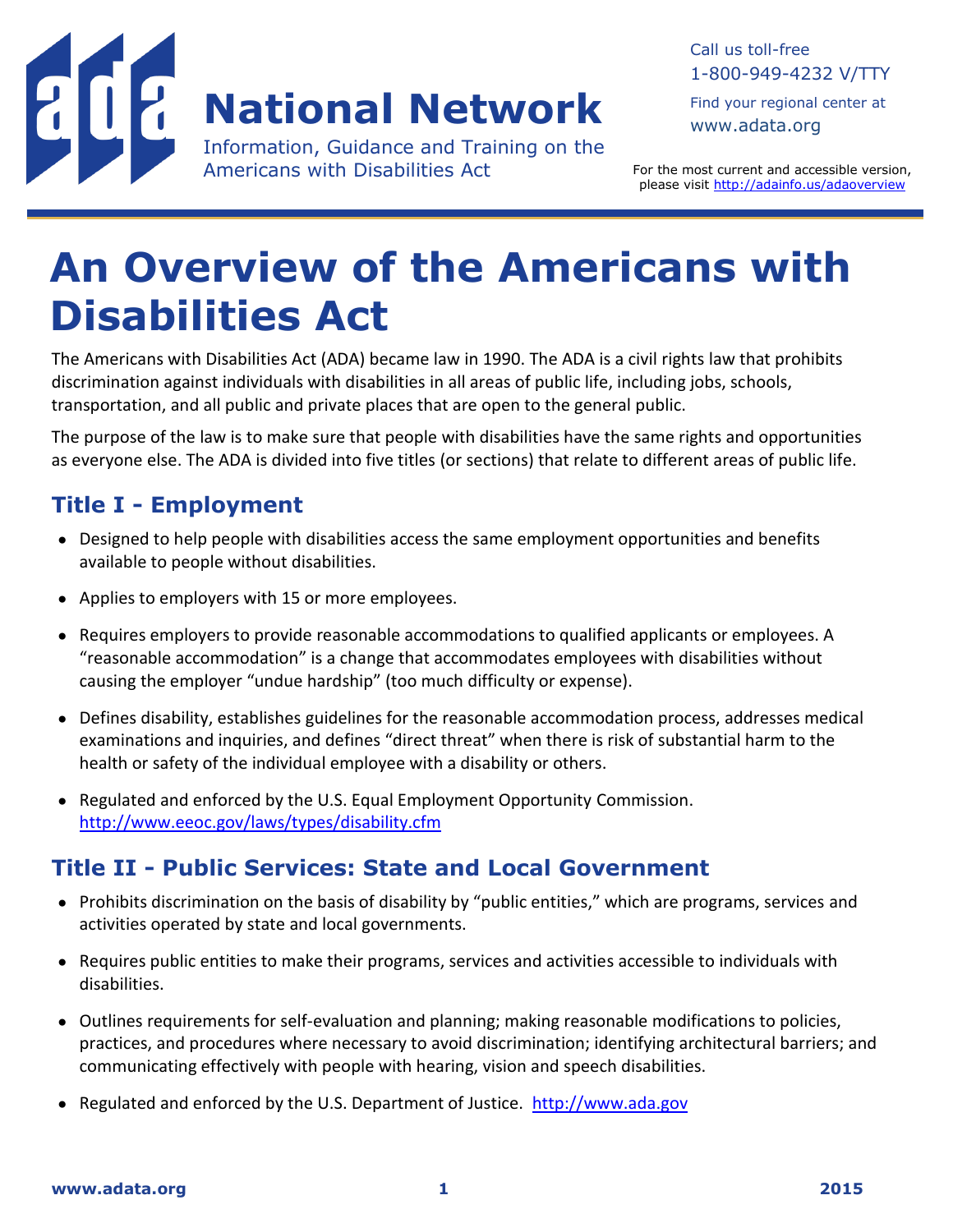# ADA National Network

Information, Guidance and Training on the Americans with Disabilities Act

Call us toll-free
1-800-949-4232 V/TTY

Find your regional center at
www.adata.org

For the most current and accessible version, please visit http://adainfo.us/adaoverview

# An Overview of the Americans with Disabilities Act

The Americans with Disabilities Act (ADA) became law in 1990. The ADA is a civil rights law that prohibits discrimination against individuals with disabilities in all areas of public life, including jobs, schools, transportation, and all public and private places that are open to the general public.

The purpose of the law is to make sure that people with disabilities have the same rights and opportunities as everyone else. The ADA is divided into five titles (or sections) that relate to different areas of public life.

## Title I - Employment

- Designed to help people with disabilities access the same employment opportunities and benefits available to people without disabilities.
- Applies to employers with 15 or more employees.
- Requires employers to provide reasonable accommodations to qualified applicants or employees. A "reasonable accommodation" is a change that accommodates employees with disabilities without causing the employer "undue hardship" (too much difficulty or expense).
- Defines disability, establishes guidelines for the reasonable accommodation process, addresses medical examinations and inquiries, and defines "direct threat" when there is risk of substantial harm to the health or safety of the individual employee with a disability or others.
- Regulated and enforced by the U.S. Equal Employment Opportunity Commission. http://www.eeoc.gov/laws/types/disability.cfm

## Title II - Public Services: State and Local Government

- Prohibits discrimination on the basis of disability by "public entities," which are programs, services and activities operated by state and local governments.
- Requires public entities to make their programs, services and activities accessible to individuals with disabilities.
- Outlines requirements for self-evaluation and planning; making reasonable modifications to policies, practices, and procedures where necessary to avoid discrimination; identifying architectural barriers; and communicating effectively with people with hearing, vision and speech disabilities.
- Regulated and enforced by the U.S. Department of Justice. http://www.ada.gov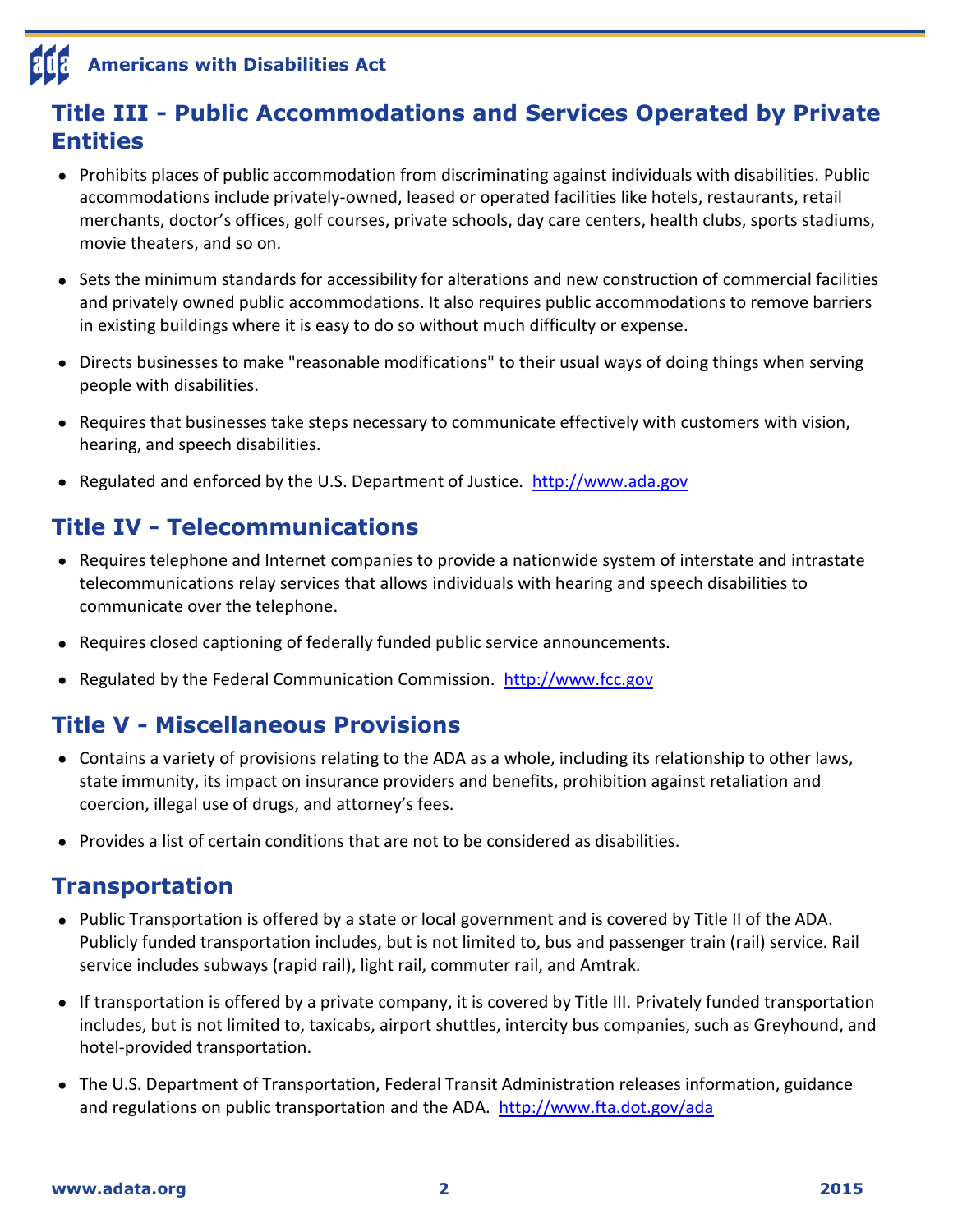## Title III - Public Accommodations and Services Operated by Private Entities

- Prohibits places of public accommodation from discriminating against individuals with disabilities. Public accommodations include privately-owned, leased or operated facilities like hotels, restaurants, retail merchants, doctor's offices, golf courses, private schools, day care centers, health clubs, sports stadiums, movie theaters, and so on.
- Sets the minimum standards for accessibility for alterations and new construction of commercial facilities and privately owned public accommodations. It also requires public accommodations to remove barriers in existing buildings where it is easy to do so without much difficulty or expense.
- Directs businesses to make "reasonable modifications" to their usual ways of doing things when serving people with disabilities.
- Requires that businesses take steps necessary to communicate effectively with customers with vision, hearing, and speech disabilities.
- Regulated and enforced by the U.S. Department of Justice. http://www.ada.gov

## Title IV - Telecommunications

- Requires telephone and Internet companies to provide a nationwide system of interstate and intrastate telecommunications relay services that allows individuals with hearing and speech disabilities to communicate over the telephone.
- Requires closed captioning of federally funded public service announcements.
- Regulated by the Federal Communication Commission. http://www.fcc.gov

## Title V - Miscellaneous Provisions

- Contains a variety of provisions relating to the ADA as a whole, including its relationship to other laws, state immunity, its impact on insurance providers and benefits, prohibition against retaliation and coercion, illegal use of drugs, and attorney's fees.
- Provides a list of certain conditions that are not to be considered as disabilities.

## Transportation

- Public Transportation is offered by a state or local government and is covered by Title II of the ADA. Publicly funded transportation includes, but is not limited to, bus and passenger train (rail) service. Rail service includes subways (rapid rail), light rail, commuter rail, and Amtrak.
- If transportation is offered by a private company, it is covered by Title III. Privately funded transportation includes, but is not limited to, taxicabs, airport shuttles, intercity bus companies, such as Greyhound, and hotel-provided transportation.
- The U.S. Department of Transportation, Federal Transit Administration releases information, guidance and regulations on public transportation and the ADA. http://www.fta.dot.gov/ada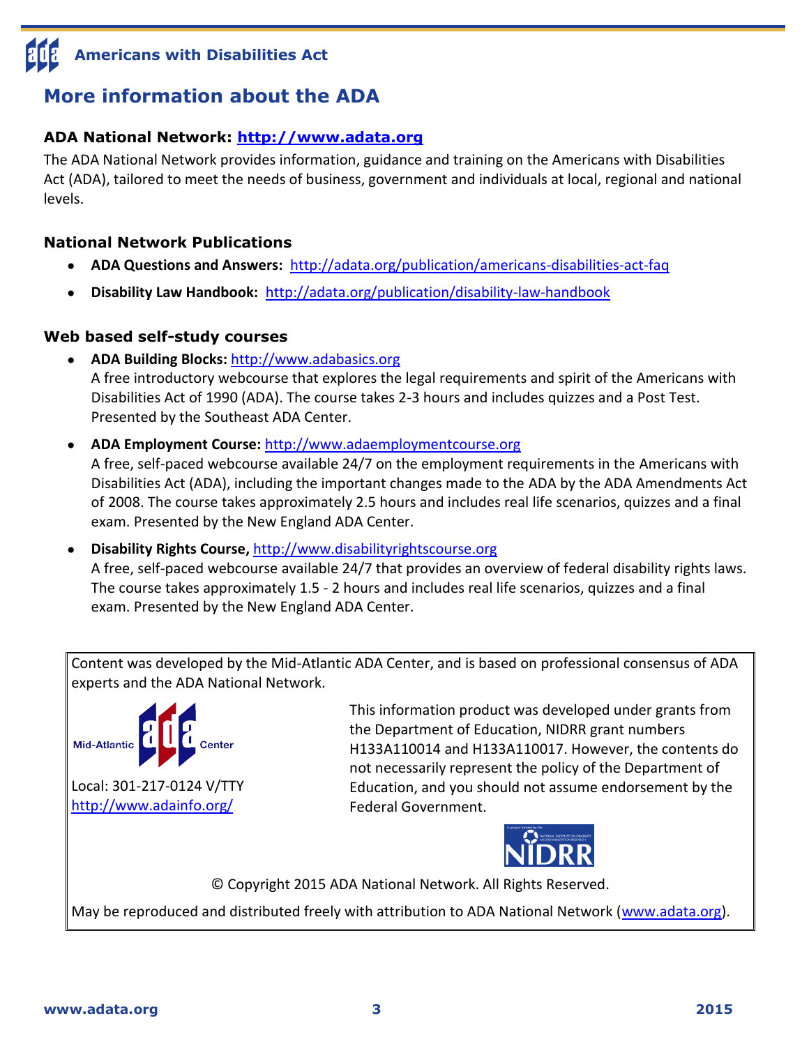# More information about the ADA

### ADA National Network: http://www.adata.org

The ADA National Network provides information, guidance and training on the Americans with Disabilities Act (ADA), tailored to meet the needs of business, government and individuals at local, regional and national levels.

### National Network Publications

- **ADA Questions and Answers:** http://adata.org/publication/americans-disabilities-act-faq
- **Disability Law Handbook:** http://adata.org/publication/disability-law-handbook

### Web based self-study courses

- **ADA Building Blocks:** http://www.adabasics.org
  A free introductory webcourse that explores the legal requirements and spirit of the Americans with Disabilities Act of 1990 (ADA). The course takes 2-3 hours and includes quizzes and a Post Test. Presented by the Southeast ADA Center.
- **ADA Employment Course:** http://www.adaemploymentcourse.org
  A free, self-paced webcourse available 24/7 on the employment requirements in the Americans with Disabilities Act (ADA), including the important changes made to the ADA by the ADA Amendments Act of 2008. The course takes approximately 2.5 hours and includes real life scenarios, quizzes and a final exam. Presented by the New England ADA Center.
- **Disability Rights Course,** http://www.disabilityrightscourse.org
  A free, self-paced webcourse available 24/7 that provides an overview of federal disability rights laws. The course takes approximately 1.5 - 2 hours and includes real life scenarios, quizzes and a final exam. Presented by the New England ADA Center.

---

Content was developed by the Mid-Atlantic ADA Center, and is based on professional consensus of ADA experts and the ADA National Network.

Mid-Atlantic ADA Center

Local: 301-217-0124 V/TTY
http://www.adainfo.org/

This information product was developed under grants from the Department of Education, NIDRR grant numbers H133A110014 and H133A110017. However, the contents do not necessarily represent the policy of the Department of Education, and you should not assume endorsement by the Federal Government.

© Copyright 2015 ADA National Network. All Rights Reserved.

May be reproduced and distributed freely with attribution to ADA National Network (www.adata.org).